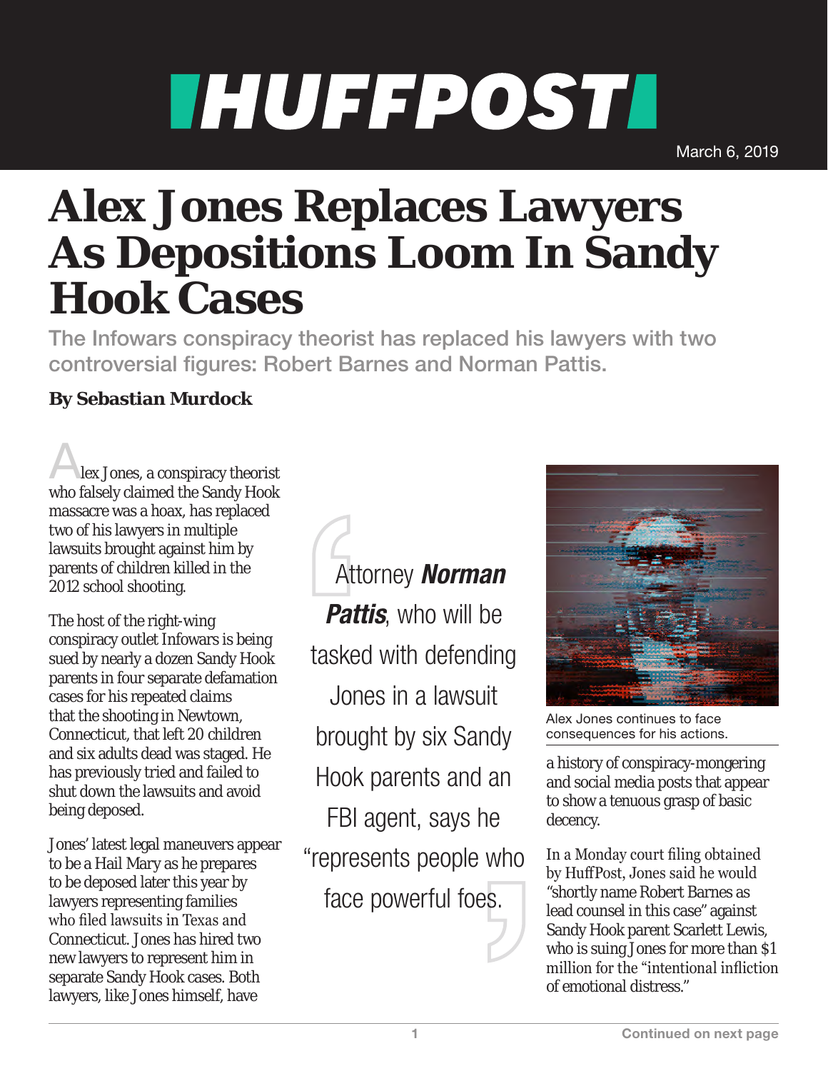# Alex Jones Replaces Lawyers As Depositions Loom In Sandy Hook Cases

## The Infowars conspiracy theorist has replaced his lawyers with two controversial figures: Robert Barnes and Norman Pattis.

**By Sebastian Murdock**

March 6, 2019

Alex Jones, a conspiracy theorist who falsely claimed the Sandy Hook massacre was a hoax, has replaced two of his lawyers in multiple lawsuits brought against him by parents of children killed in the 2012 school shooting.

The host of the right-wing conspiracy outlet Infowars is being sued by nearly a dozen Sandy Hook parents in four separate defamation cases for his repeated claims that the shooting in Newtown, Connecticut, that left 20 children and six adults dead was staged. He has previously tried and failed to shut down the lawsuits and avoid being deposed.

Jones' latest legal maneuvers appear to be a Hail Mary as he prepares to be deposed later this year by lawyers representing families who filed lawsuits in Texas and Connecticut. Jones has hired two new lawyers to represent him in separate Sandy Hook cases. Both lawyers, like Jones himself, have a history of conspiracy-mongering and social media posts that appear to show a tenuous grasp of basic decency.

> Attorney ***Norman Pattis***, who will be tasked with defending Jones in a lawsuit brought by six Sandy Hook parents and an FBI agent, says he "represents people who face powerful foes.

Alex Jones continues to face consequences for his actions.

In a Monday court filing obtained by HuffPost, Jones said he would "shortly name Robert Barnes as lead counsel in this case" against Sandy Hook parent Scarlett Lewis, who is suing Jones for more than $1 million for the "intentional infliction of emotional distress."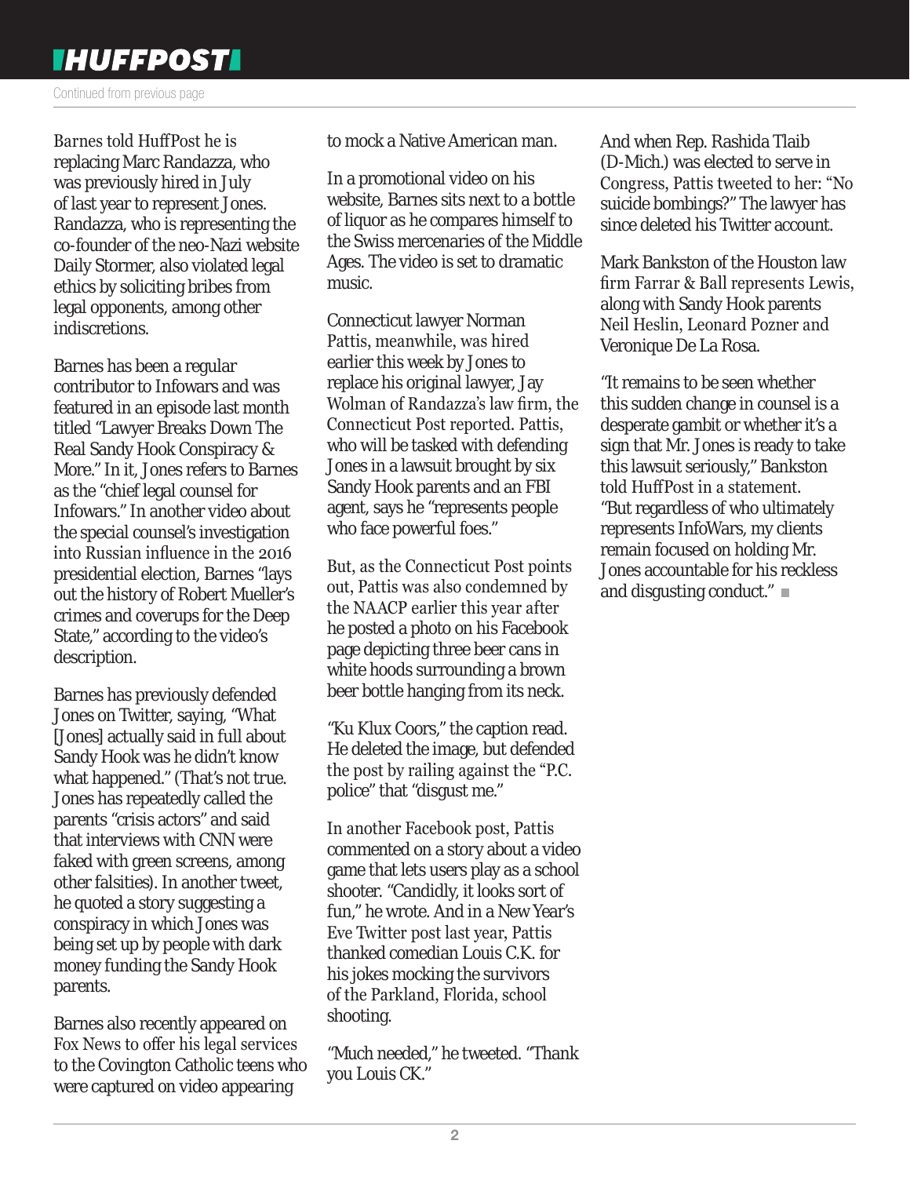Continued from previous page

Barnes told HuffPost he is replacing Marc Randazza, who was previously hired in July of last year to represent Jones. Randazza, who is representing the co-founder of the neo-Nazi website Daily Stormer, also violated legal ethics by soliciting bribes from legal opponents, among other indiscretions.

Barnes has been a regular contributor to Infowars and was featured in an episode last month titled "Lawyer Breaks Down The Real Sandy Hook Conspiracy & More." In it, Jones refers to Barnes as the "chief legal counsel for Infowars." In another video about the special counsel's investigation into Russian influence in the 2016 presidential election, Barnes "lays out the history of Robert Mueller's crimes and coverups for the Deep State," according to the video's description.

Barnes has previously defended Jones on Twitter, saying, "What [Jones] actually said in full about Sandy Hook was he didn't know what happened." (That's not true. Jones has repeatedly called the parents "crisis actors" and said that interviews with CNN were faked with green screens, among other falsities). In another tweet, he quoted a story suggesting a conspiracy in which Jones was being set up by people with dark money funding the Sandy Hook parents.

Barnes also recently appeared on Fox News to offer his legal services to the Covington Catholic teens who were captured on video appearing to mock a Native American man.

In a promotional video on his website, Barnes sits next to a bottle of liquor as he compares himself to the Swiss mercenaries of the Middle Ages. The video is set to dramatic music.

Connecticut lawyer Norman Pattis, meanwhile, was hired earlier this week by Jones to replace his original lawyer, Jay Wolman of Randazza's law firm, the Connecticut Post reported. Pattis, who will be tasked with defending Jones in a lawsuit brought by six Sandy Hook parents and an FBI agent, says he "represents people who face powerful foes."

But, as the Connecticut Post points out, Pattis was also condemned by the NAACP earlier this year after he posted a photo on his Facebook page depicting three beer cans in white hoods surrounding a brown beer bottle hanging from its neck.

"Ku Klux Coors," the caption read. He deleted the image, but defended the post by railing against the "P.C. police" that "disgust me."

In another Facebook post, Pattis commented on a story about a video game that lets users play as a school shooter. "Candidly, it looks sort of fun," he wrote. And in a New Year's Eve Twitter post last year, Pattis thanked comedian Louis C.K. for his jokes mocking the survivors of the Parkland, Florida, school shooting.

"Much needed," he tweeted. "Thank you Louis CK."

And when Rep. Rashida Tlaib (D-Mich.) was elected to serve in Congress, Pattis tweeted to her: "No suicide bombings?" The lawyer has since deleted his Twitter account.

Mark Bankston of the Houston law firm Farrar & Ball represents Lewis, along with Sandy Hook parents Neil Heslin, Leonard Pozner and Veronique De La Rosa.

"It remains to be seen whether this sudden change in counsel is a desperate gambit or whether it's a sign that Mr. Jones is ready to take this lawsuit seriously," Bankston told HuffPost in a statement. "But regardless of who ultimately represents InfoWars, my clients remain focused on holding Mr. Jones accountable for his reckless and disgusting conduct." ■